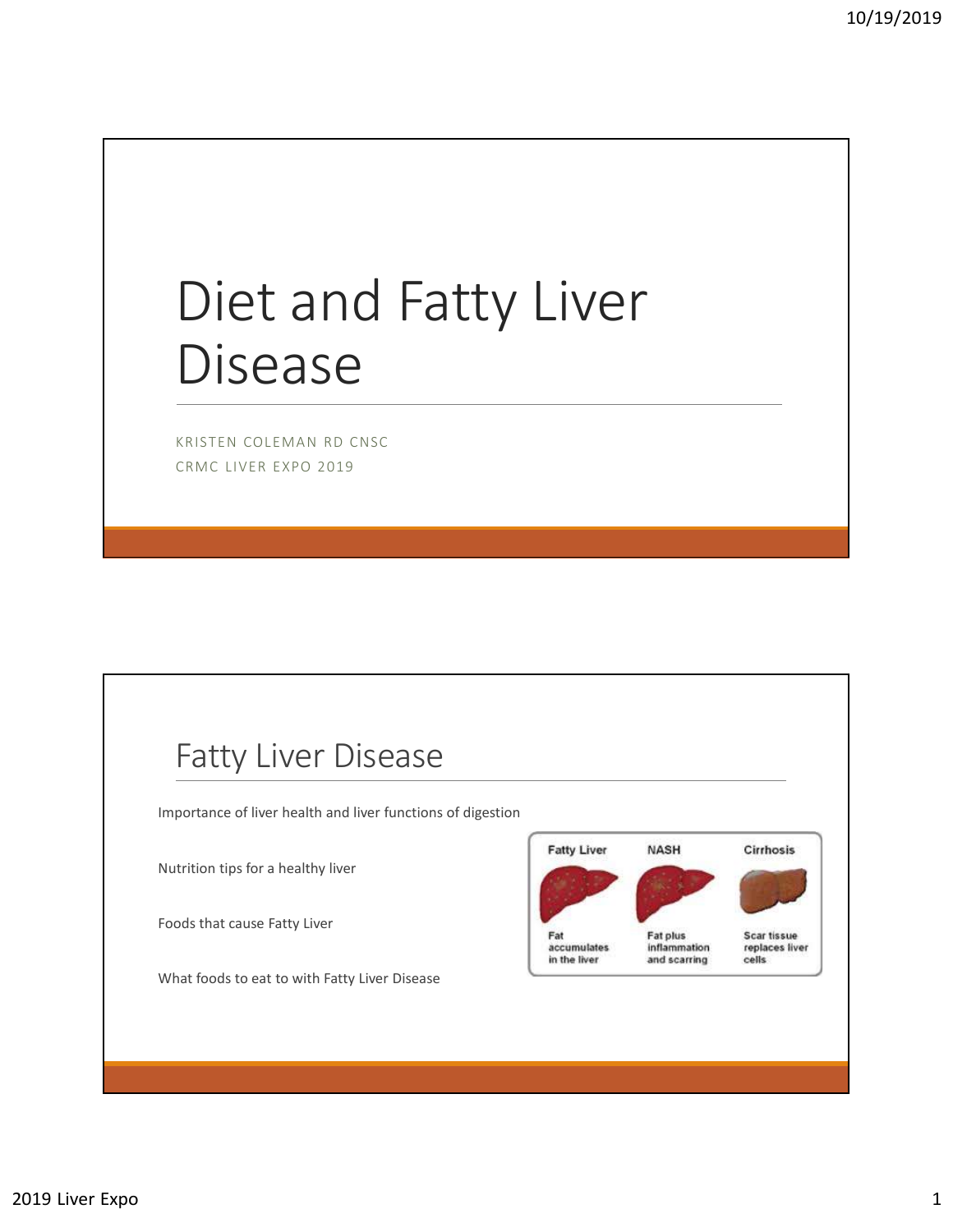# Diet and Fatty Liver Disease

KRISTEN COLEMAN RD CNSC

CRMC LIVER EXPO 2019

## Fatty Liver Disease

Importance of liver health and liver functions of digestion

Nutrition tips for a healthy liver

Foods that cause Fatty Liver

What foods to eat to with Fatty Liver Disease

| Fatty Liver | NASH | Cirrhosis |
|---|---|---|
| Fat accumulates in the liver | Fat plus inflammation and scarring | Scar tissue replaces liver cells |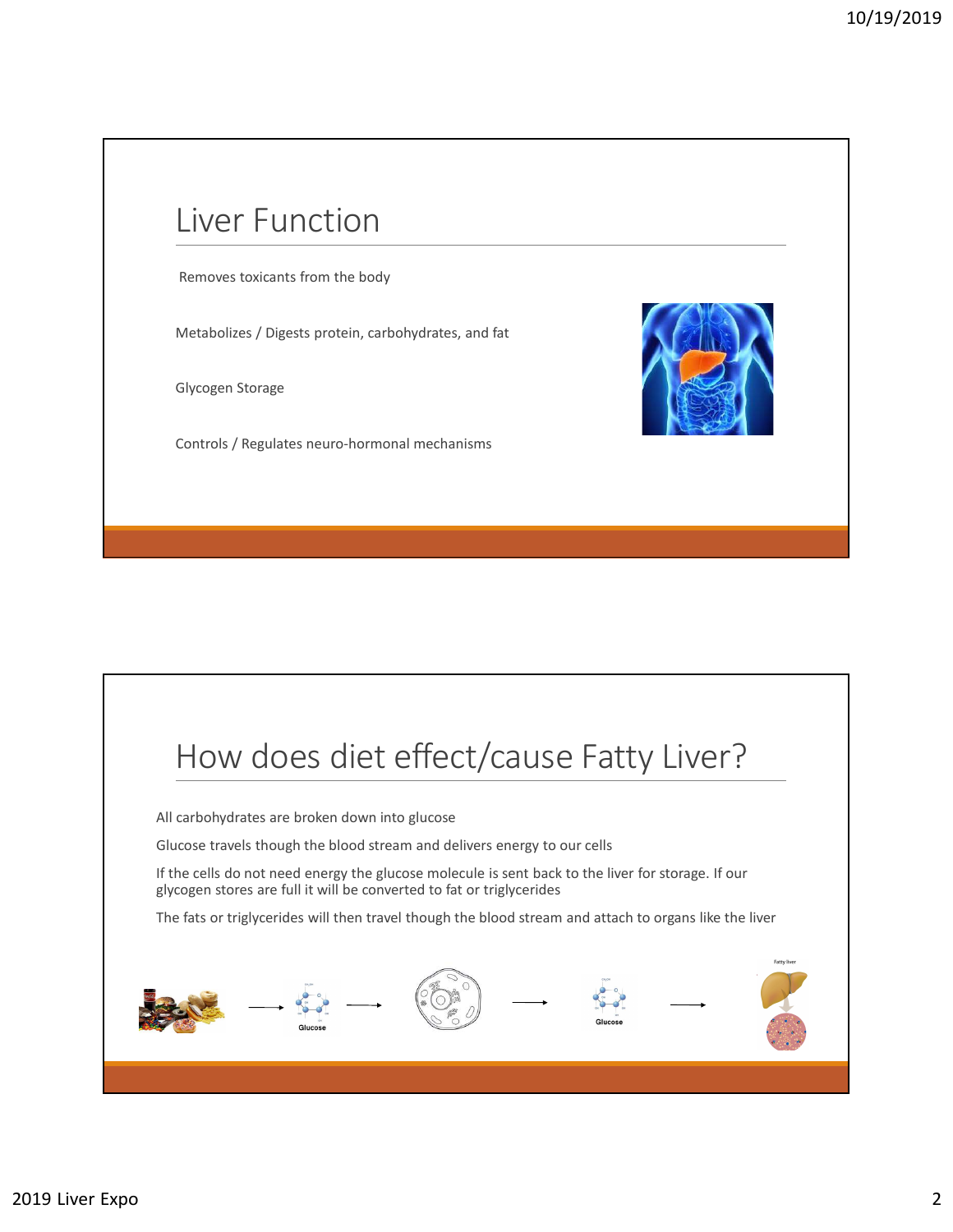## Liver Function

Removes toxicants from the body

Metabolizes / Digests protein, carbohydrates, and fat

Glycogen Storage

Controls / Regulates neuro-hormonal mechanisms

## How does diet effect/cause Fatty Liver?

All carbohydrates are broken down into glucose

Glucose travels though the blood stream and delivers energy to our cells

If the cells do not need energy the glucose molecule is sent back to the liver for storage. If our glycogen stores are full it will be converted to fat or triglycerides

The fats or triglycerides will then travel though the blood stream and attach to organs like the liver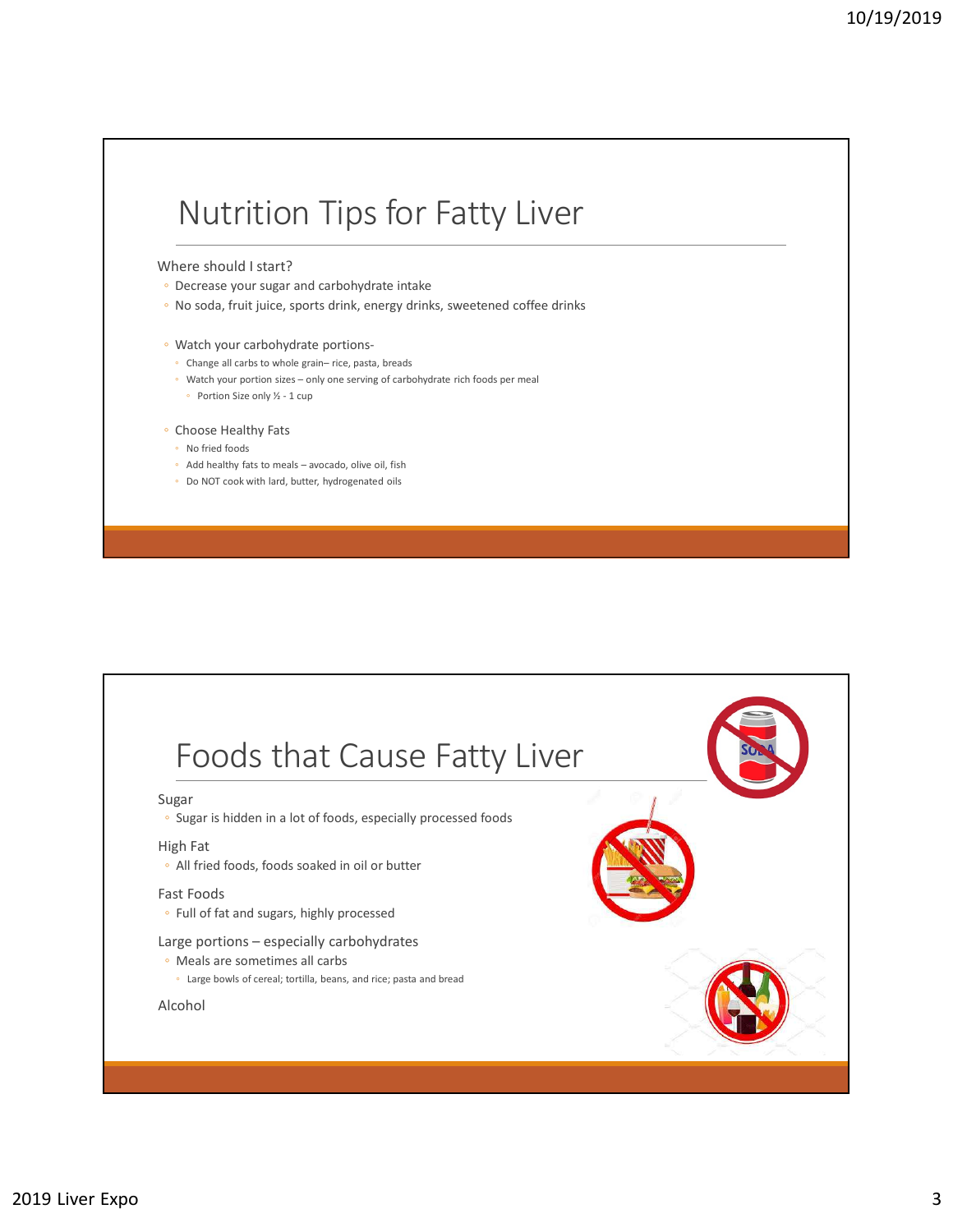# Nutrition Tips for Fatty Liver

Where should I start?

- Decrease your sugar and carbohydrate intake
- No soda, fruit juice, sports drink, energy drinks, sweetened coffee drinks

- Watch your carbohydrate portions-
  - Change all carbs to whole grain– rice, pasta, breads
  - Watch your portion sizes – only one serving of carbohydrate rich foods per meal
    - Portion Size only ½ - 1 cup

- Choose Healthy Fats
  - No fried foods
  - Add healthy fats to meals – avocado, olive oil, fish
  - Do NOT cook with lard, butter, hydrogenated oils

# Foods that Cause Fatty Liver

Sugar

- Sugar is hidden in a lot of foods, especially processed foods

High Fat

- All fried foods, foods soaked in oil or butter

Fast Foods

- Full of fat and sugars, highly processed

Large portions – especially carbohydrates

- Meals are sometimes all carbs
  - Large bowls of cereal; tortilla, beans, and rice; pasta and bread

Alcohol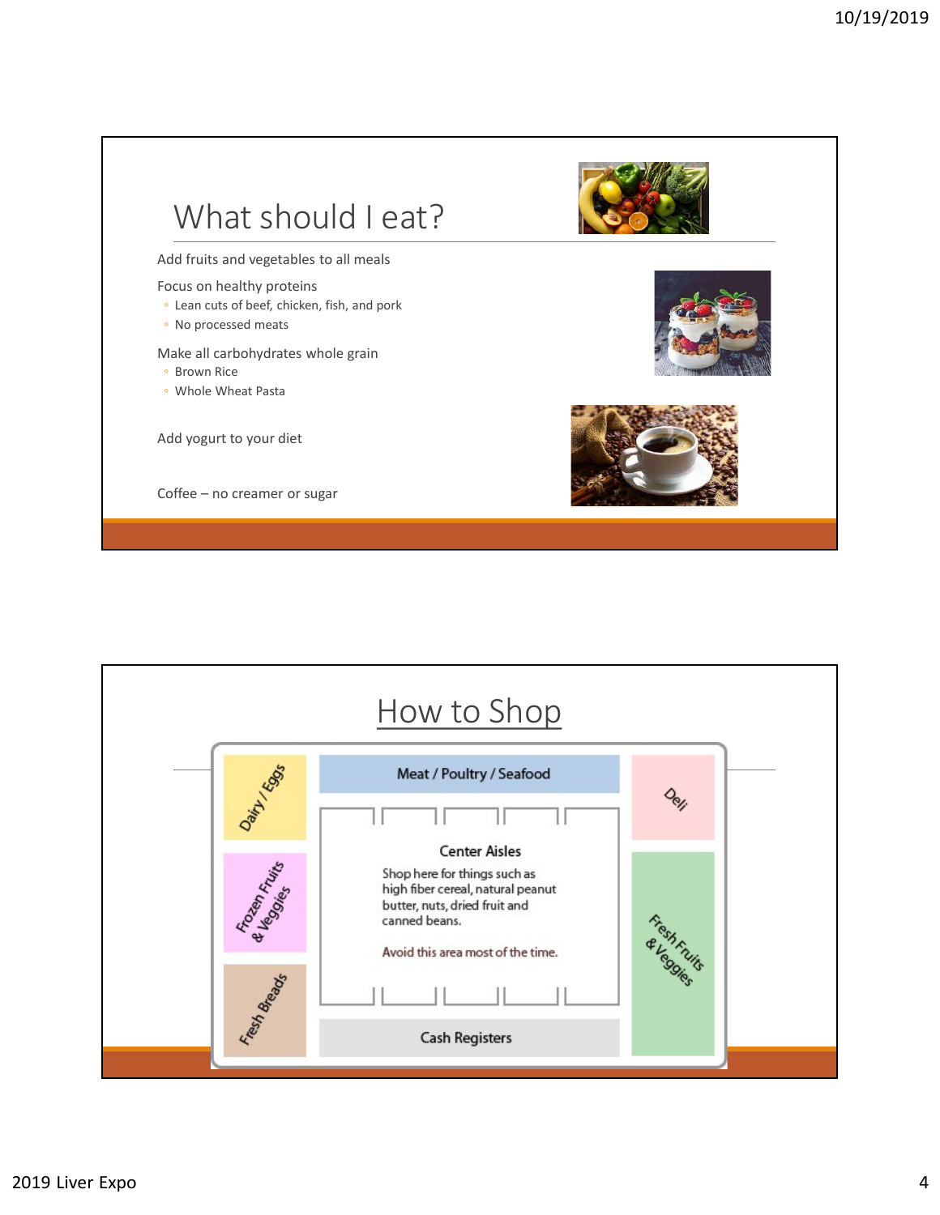## What should I eat?

Add fruits and vegetables to all meals

Focus on healthy proteins

- Lean cuts of beef, chicken, fish, and pork
- No processed meats

Make all carbohydrates whole grain

- Brown Rice
- Whole Wheat Pasta

Add yogurt to your diet

Coffee – no creamer or sugar

## How to Shop

Dairy / Eggs

Meat / Poultry / Seafood

Deli

Frozen Fruits & Veggies

Center Aisles

Shop here for things such as high fiber cereal, natural peanut butter, nuts, dried fruit and canned beans.

Avoid this area most of the time.

Fresh Fruits & Veggies

Fresh Breads

Cash Registers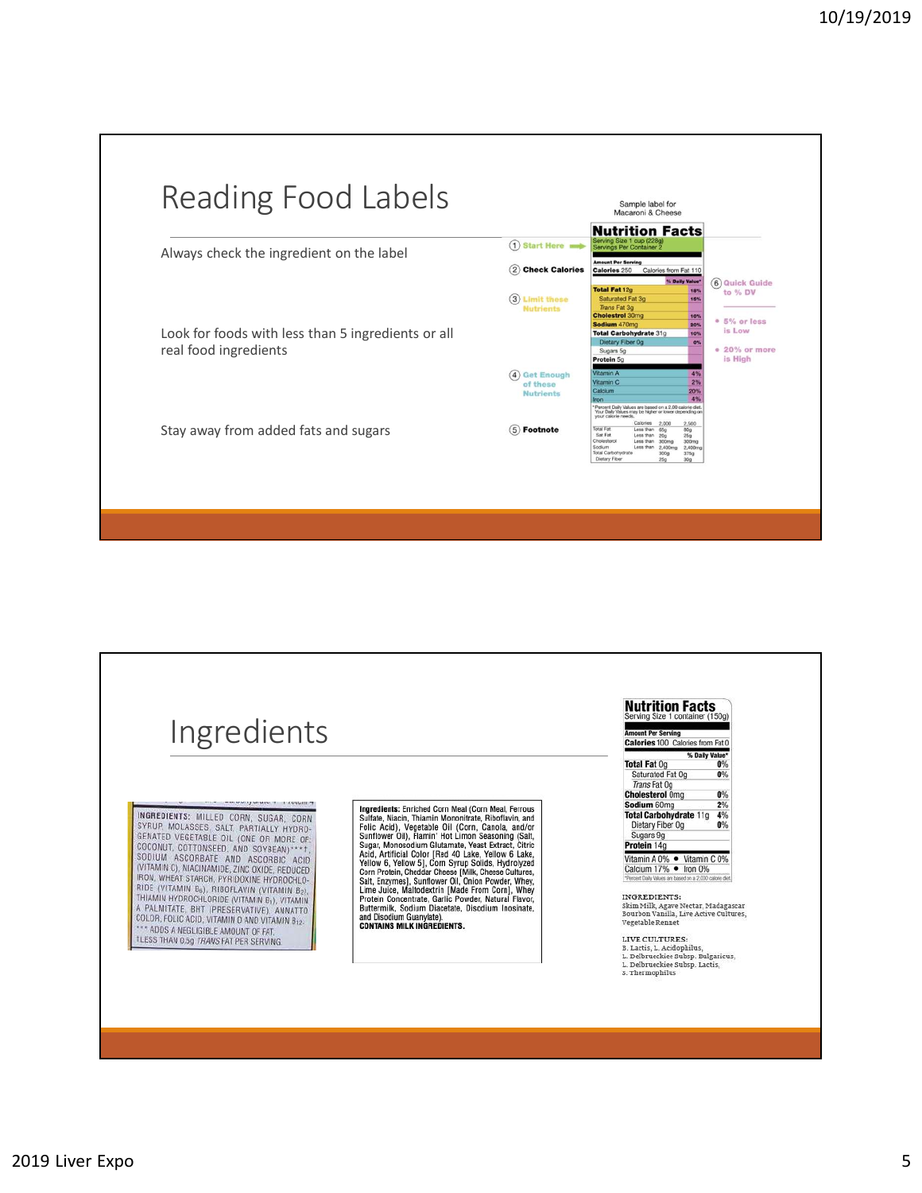# Reading Food Labels

Always check the ingredient on the label

Look for foods with less than 5 ingredients or all real food ingredients

Stay away from added fats and sugars

Sample label for Macaroni & Cheese

**Nutrition Facts**

Serving Size 1 cup (228g)
Servings Per Container 2

1. Start Here
2. Check Calories
3. Limit these Nutrients
4. Get Enough of these Nutrients
5. Footnote
6. Quick Guide to % DV
   - 5% or less is Low
   - 20% or more is High

| Amount Per Serving | |
|---|---|
| Calories 250 | Calories from Fat 110 |
| | % Daily Value* |
| Total Fat 12g | 18% |
| Saturated Fat 3g | 15% |
| Trans Fat 3g | |
| Cholesterol 30mg | 10% |
| Sodium 470mg | 20% |
| Total Carbohydrate 31g | 10% |
| Dietary Fiber 0g | 0% |
| Sugars 5g | |
| Protein 5g | |
| Vitamin A | 4% |
| Vitamin C | 2% |
| Calcium | 20% |
| Iron | 4% |

*Percent Daily Values are based on a 2,000 calorie diet. Your Daily Values may be higher or lower depending on your calorie needs.

| | Calories | 2,000 | 2,500 |
|---|---|---|---|
| Total Fat | Less than | 65g | 80g |
| Sat Fat | Less than | 20g | 25g |
| Cholesterol | Less than | 300mg | 300mg |
| Sodium | Less than | 2,400mg | 2,400mg |
| Total Carbohydrate | | 300g | 375g |
| Dietary Fiber | | 25g | 30g |

# Ingredients

INGREDIENTS: MILLED CORN, SUGAR, CORN SYRUP, MOLASSES, SALT, PARTIALLY HYDROGENATED VEGETABLE OIL (ONE OR MORE OF: COCONUT, COTTONSEED, AND SOYBEAN)***†, SODIUM ASCORBATE AND ASCORBIC ACID (VITAMIN C), NIACINAMIDE, ZINC OXIDE, REDUCED IRON, WHEAT STARCH, PYRIDOXINE HYDROCHLORIDE (VITAMIN $B_6$), RIBOFLAVIN (VITAMIN $B_2$), THIAMIN HYDROCHLORIDE (VITAMIN $B_1$), VITAMIN A PALMITATE, BHT (PRESERVATIVE), ANNATTO COLOR, FOLIC ACID, VITAMIN D AND VITAMIN $B_{12}$.
*** ADDS A NEGLIGIBLE AMOUNT OF FAT.
†LESS THAN 0.5g TRANS FAT PER SERVING

**Ingredients:** Enriched Corn Meal (Corn Meal, Ferrous Sulfate, Niacin, Thiamin Mononitrate, Riboflavin, and Folic Acid), Vegetable Oil (Corn, Canola, and/or Sunflower Oil), Flamin' Hot Limon Seasoning (Salt, Sugar, Monosodium Glutamate, Yeast Extract, Citric Acid, Artificial Color [Red 40 Lake, Yellow 6 Lake, Yellow 6, Yellow 5], Corn Syrup Solids, Hydrolyzed Corn Protein, Cheddar Cheese [Milk, Cheese Cultures, Salt, Enzymes], Sunflower Oil, Onion Powder, Whey, Lime Juice, Maltodextrin [Made From Corn], Whey Protein Concentrate, Garlic Powder, Natural Flavor, Buttermilk, Sodium Diacetate, Disodium Inosinate, and Disodium Guanylate).
**CONTAINS MILK INGREDIENTS.**

**Nutrition Facts**

Serving Size 1 container (150g)

| Amount Per Serving | |
|---|---|
| Calories 100 | Calories from Fat 0 |
| | % Daily Value* |
| Total Fat 0g | 0% |
| Saturated Fat 0g | 0% |
| Trans Fat 0g | |
| Cholesterol 0mg | 0% |
| Sodium 60mg | 2% |
| Total Carbohydrate 11g | 4% |
| Dietary Fiber 0g | 0% |
| Sugars 9g | |
| Protein 14g | |
| Vitamin A 0% | Vitamin C 0% |
| Calcium 17% | Iron 0% |

*Percent Daily Values are based on a 2,000 calorie diet.

INGREDIENTS:
Skim Milk, Agave Nectar, Madagascar Bourbon Vanilla, Live Active Cultures, Vegetable Rennet

LIVE CULTURES:
B. Lactis, L. Acidophilus, L. Delbrueckiee Subsp. Bulgaricus, L. Delbrueckiee Subsp. Lactis, S. Thermophilus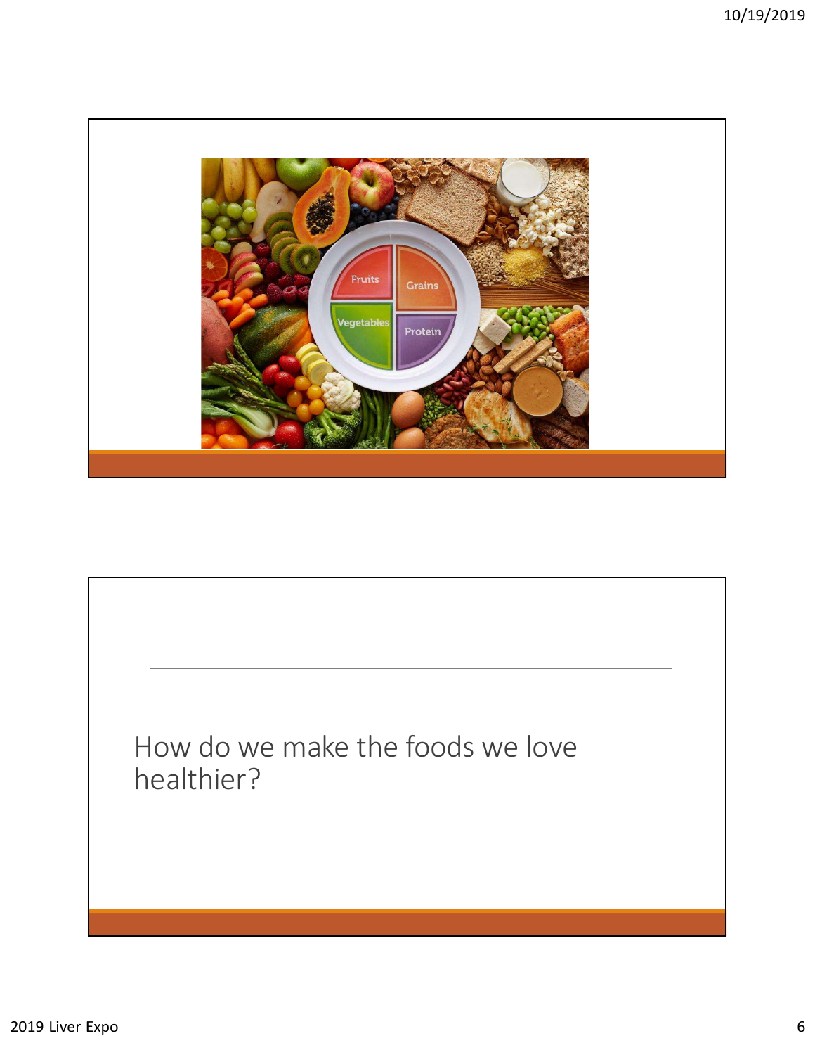How do we make the foods we love healthier?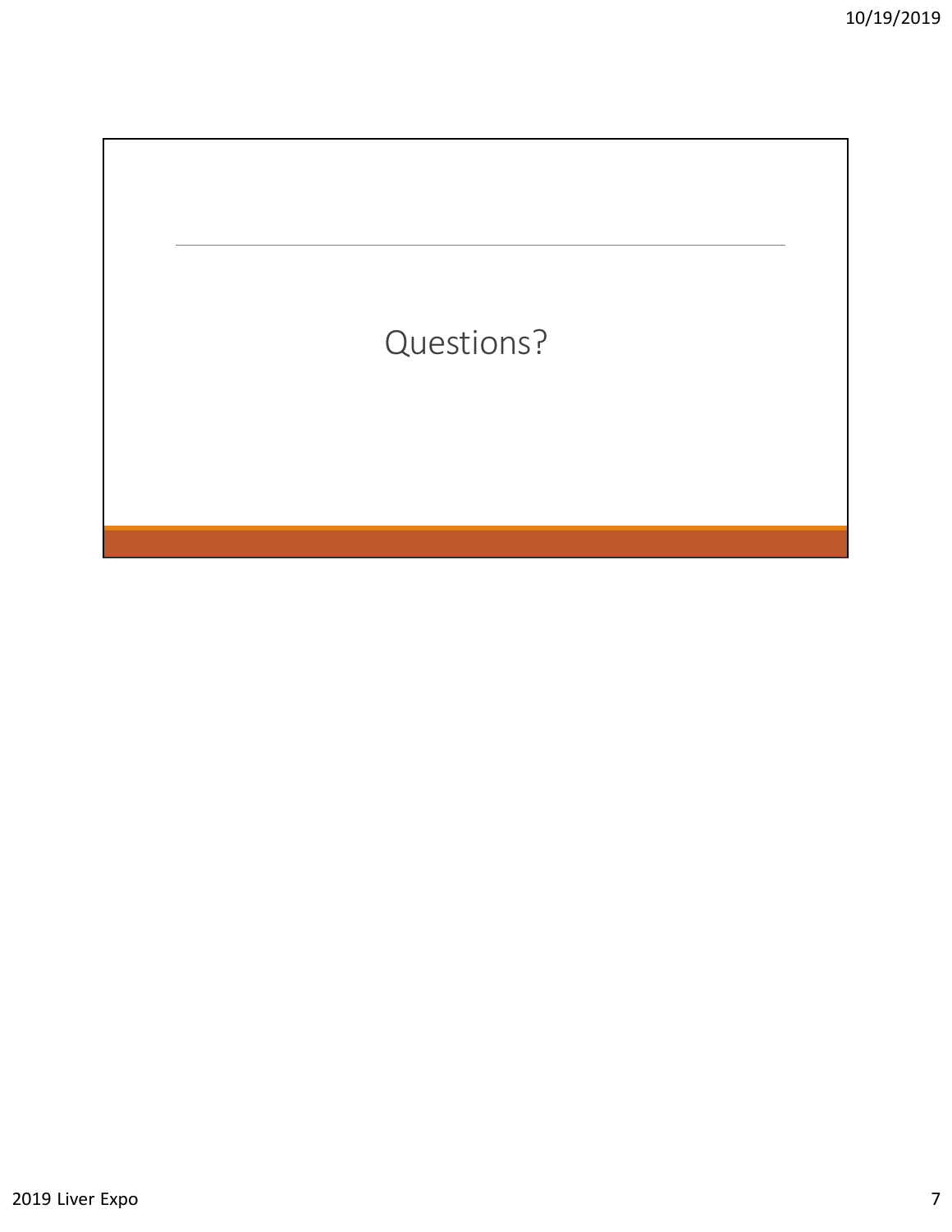# Questions?